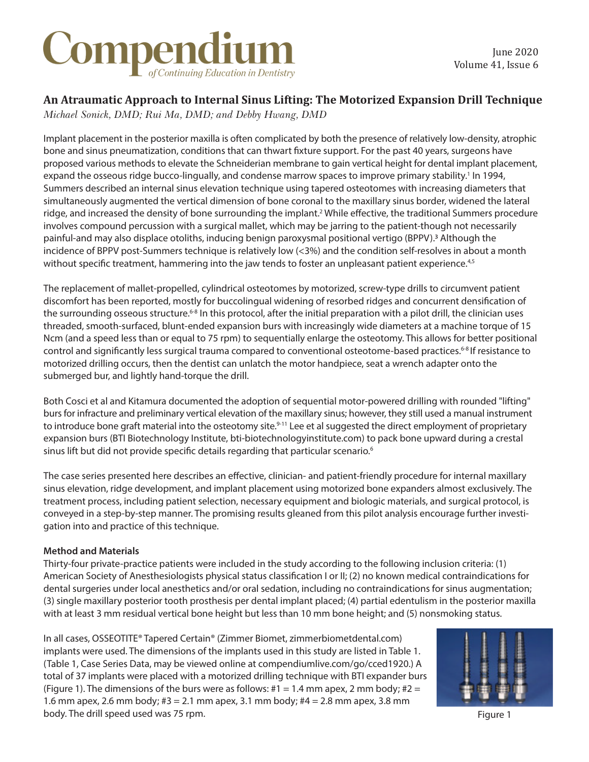# An Atraumatic Approach to Internal Sinus Lifting: The Motorized Expansion Drill Technique

*Michael Sonick, DMD; Rui Ma, DMD; and Debby Hwang, DMD*

Implant placement in the posterior maxilla is often complicated by both the presence of relatively low-density, atrophic bone and sinus pneumatization, conditions that can thwart fixture support. For the past 40 years, surgeons have proposed various methods to elevate the Schneiderian membrane to gain vertical height for dental implant placement, expand the osseous ridge bucco-lingually, and condense marrow spaces to improve primary stability.[1] In 1994, Summers described an internal sinus elevation technique using tapered osteotomes with increasing diameters that simultaneously augmented the vertical dimension of bone coronal to the maxillary sinus border, widened the lateral ridge, and increased the density of bone surrounding the implant.[2] While effective, the traditional Summers procedure involves compound percussion with a surgical mallet, which may be jarring to the patient-though not necessarily painful-and may also displace otoliths, inducing benign paroxysmal positional vertigo (BPPV).[3] Although the incidence of BPPV post-Summers technique is relatively low (<3%) and the condition self-resolves in about a month without specific treatment, hammering into the jaw tends to foster an unpleasant patient experience.[4,5]

The replacement of mallet-propelled, cylindrical osteotomes by motorized, screw-type drills to circumvent patient discomfort has been reported, mostly for buccolingual widening of resorbed ridges and concurrent densification of the surrounding osseous structure.[6-8] In this protocol, after the initial preparation with a pilot drill, the clinician uses threaded, smooth-surfaced, blunt-ended expansion burs with increasingly wide diameters at a machine torque of 15 Ncm (and a speed less than or equal to 75 rpm) to sequentially enlarge the osteotomy. This allows for better positional control and significantly less surgical trauma compared to conventional osteotome-based practices.[6-8] If resistance to motorized drilling occurs, then the dentist can unlatch the motor handpiece, seat a wrench adapter onto the submerged bur, and lightly hand-torque the drill.

Both Cosci et al and Kitamura documented the adoption of sequential motor-powered drilling with rounded "lifting" burs for infracture and preliminary vertical elevation of the maxillary sinus; however, they still used a manual instrument to introduce bone graft material into the osteotomy site.[9-11] Lee et al suggested the direct employment of proprietary expansion burs (BTI Biotechnology Institute, bti-biotechnologyinstitute.com) to pack bone upward during a crestal sinus lift but did not provide specific details regarding that particular scenario.[6]

The case series presented here describes an effective, clinician- and patient-friendly procedure for internal maxillary sinus elevation, ridge development, and implant placement using motorized bone expanders almost exclusively. The treatment process, including patient selection, necessary equipment and biologic materials, and surgical protocol, is conveyed in a step-by-step manner. The promising results gleaned from this pilot analysis encourage further investigation into and practice of this technique.

**Method and Materials**

Thirty-four private-practice patients were included in the study according to the following inclusion criteria: (1) American Society of Anesthesiologists physical status classification I or II; (2) no known medical contraindications for dental surgeries under local anesthetics and/or oral sedation, including no contraindications for sinus augmentation; (3) single maxillary posterior tooth prosthesis per dental implant placed; (4) partial edentulism in the posterior maxilla with at least 3 mm residual vertical bone height but less than 10 mm bone height; and (5) nonsmoking status.

In all cases, OSSEOTITE® Tapered Certain® (Zimmer Biomet, zimmerbiometdental.com) implants were used. The dimensions of the implants used in this study are listed in Table 1. (Table 1, Case Series Data, may be viewed online at compendiumlive.com/go/cced1920.) A total of 37 implants were placed with a motorized drilling technique with BTI expander burs (Figure 1). The dimensions of the burs were as follows: #1 = 1.4 mm apex, 2 mm body; #2 = 1.6 mm apex, 2.6 mm body; #3 = 2.1 mm apex, 3.1 mm body; #4 = 2.8 mm apex, 3.8 mm body. The drill speed used was 75 rpm.

Figure 1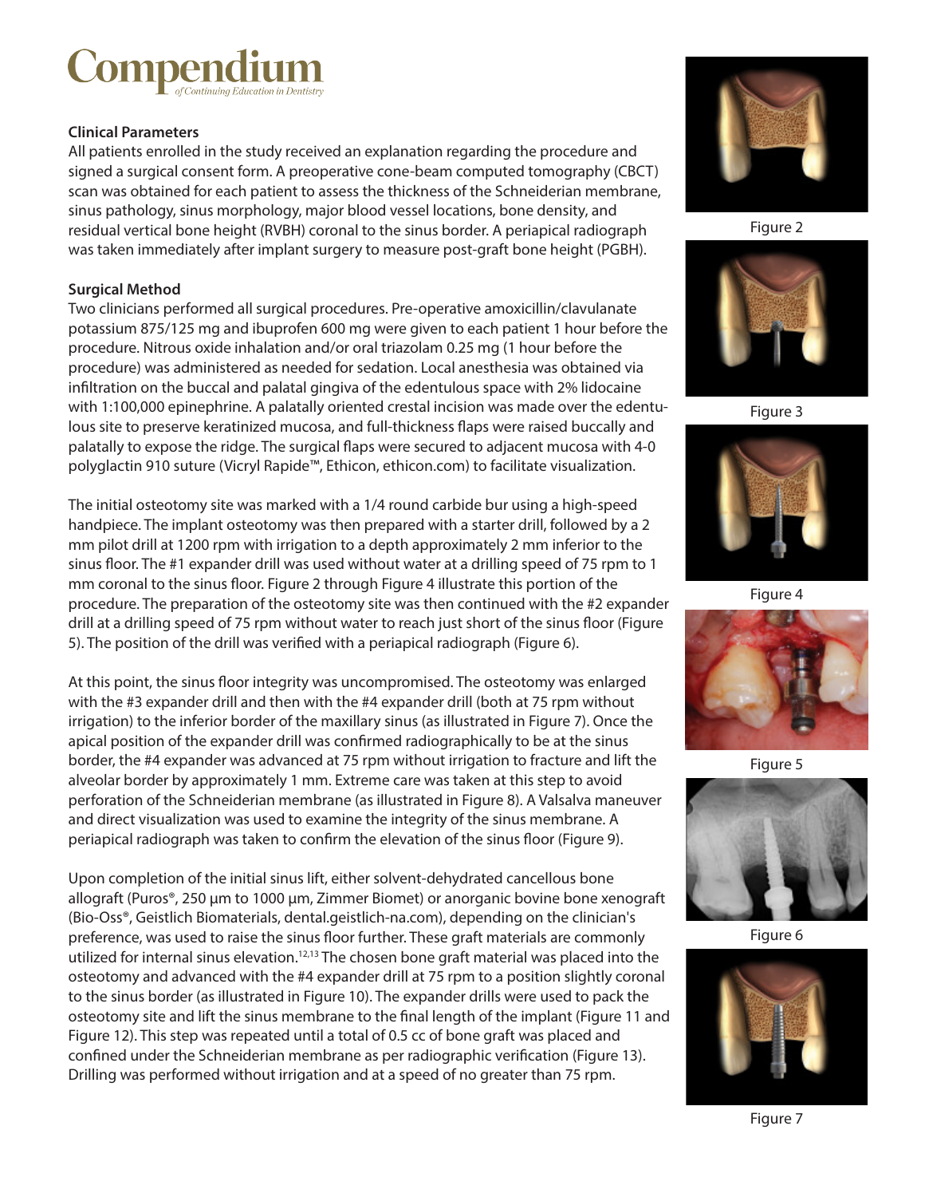### Clinical Parameters

All patients enrolled in the study received an explanation regarding the procedure and signed a surgical consent form. A preoperative cone-beam computed tomography (CBCT) scan was obtained for each patient to assess the thickness of the Schneiderian membrane, sinus pathology, sinus morphology, major blood vessel locations, bone density, and residual vertical bone height (RVBH) coronal to the sinus border. A periapical radiograph was taken immediately after implant surgery to measure post-graft bone height (PGBH).

### Surgical Method

Two clinicians performed all surgical procedures. Pre-operative amoxicillin/clavulanate potassium 875/125 mg and ibuprofen 600 mg were given to each patient 1 hour before the procedure. Nitrous oxide inhalation and/or oral triazolam 0.25 mg (1 hour before the procedure) was administered as needed for sedation. Local anesthesia was obtained via infiltration on the buccal and palatal gingiva of the edentulous space with 2% lidocaine with 1:100,000 epinephrine. A palatally oriented crestal incision was made over the edentulous site to preserve keratinized mucosa, and full-thickness flaps were raised buccally and palatally to expose the ridge. The surgical flaps were secured to adjacent mucosa with 4-0 polyglactin 910 suture (Vicryl Rapide™, Ethicon, ethicon.com) to facilitate visualization.

The initial osteotomy site was marked with a 1/4 round carbide bur using a high-speed handpiece. The implant osteotomy was then prepared with a starter drill, followed by a 2 mm pilot drill at 1200 rpm with irrigation to a depth approximately 2 mm inferior to the sinus floor. The #1 expander drill was used without water at a drilling speed of 75 rpm to 1 mm coronal to the sinus floor. Figure 2 through Figure 4 illustrate this portion of the procedure. The preparation of the osteotomy site was then continued with the #2 expander drill at a drilling speed of 75 rpm without water to reach just short of the sinus floor (Figure 5). The position of the drill was verified with a periapical radiograph (Figure 6).

At this point, the sinus floor integrity was uncompromised. The osteotomy was enlarged with the #3 expander drill and then with the #4 expander drill (both at 75 rpm without irrigation) to the inferior border of the maxillary sinus (as illustrated in Figure 7). Once the apical position of the expander drill was confirmed radiographically to be at the sinus border, the #4 expander was advanced at 75 rpm without irrigation to fracture and lift the alveolar border by approximately 1 mm. Extreme care was taken at this step to avoid perforation of the Schneiderian membrane (as illustrated in Figure 8). A Valsalva maneuver and direct visualization was used to examine the integrity of the sinus membrane. A periapical radiograph was taken to confirm the elevation of the sinus floor (Figure 9).

Upon completion of the initial sinus lift, either solvent-dehydrated cancellous bone allograft (Puros®, 250 µm to 1000 µm, Zimmer Biomet) or anorganic bovine bone xenograft (Bio-Oss®, Geistlich Biomaterials, dental.geistlich-na.com), depending on the clinician's preference, was used to raise the sinus floor further. These graft materials are commonly utilized for internal sinus elevation.[12,13] The chosen bone graft material was placed into the osteotomy and advanced with the #4 expander drill at 75 rpm to a position slightly coronal to the sinus border (as illustrated in Figure 10). The expander drills were used to pack the osteotomy site and lift the sinus membrane to the final length of the implant (Figure 11 and Figure 12). This step was repeated until a total of 0.5 cc of bone graft was placed and confined under the Schneiderian membrane as per radiographic verification (Figure 13). Drilling was performed without irrigation and at a speed of no greater than 75 rpm.

Figure 2

Figure 3

Figure 4

Figure 5

Figure 6

Figure 7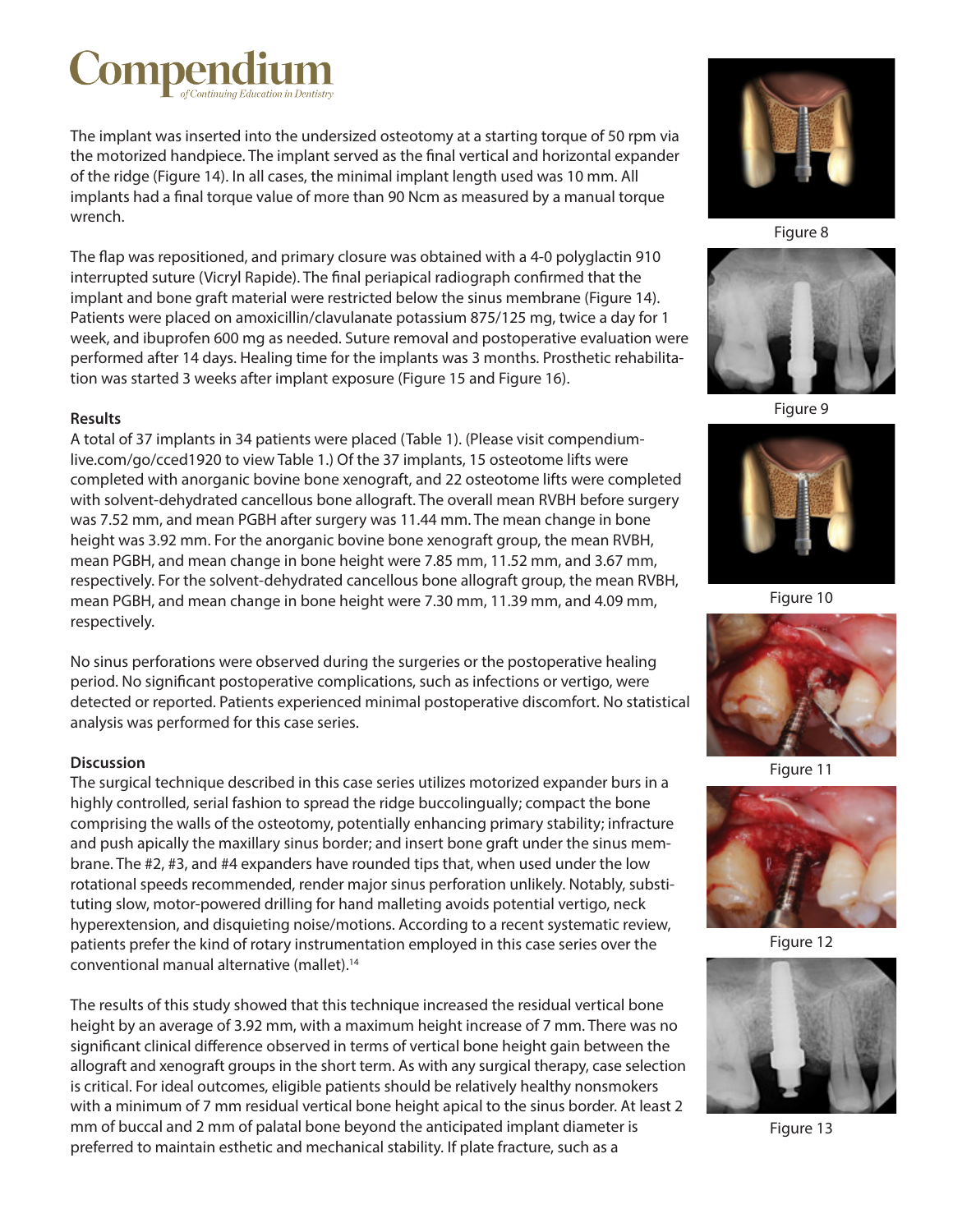The implant was inserted into the undersized osteotomy at a starting torque of 50 rpm via the motorized handpiece. The implant served as the final vertical and horizontal expander of the ridge (Figure 14). In all cases, the minimal implant length used was 10 mm. All implants had a final torque value of more than 90 Ncm as measured by a manual torque wrench.

The flap was repositioned, and primary closure was obtained with a 4-0 polyglactin 910 interrupted suture (Vicryl Rapide). The final periapical radiograph confirmed that the implant and bone graft material were restricted below the sinus membrane (Figure 14). Patients were placed on amoxicillin/clavulanate potassium 875/125 mg, twice a day for 1 week, and ibuprofen 600 mg as needed. Suture removal and postoperative evaluation were performed after 14 days. Healing time for the implants was 3 months. Prosthetic rehabilitation was started 3 weeks after implant exposure (Figure 15 and Figure 16).

Figure 8

Figure 9

Figure 10

Figure 11

Figure 12

Figure 13

### Results

A total of 37 implants in 34 patients were placed (Table 1). (Please visit compendiumlive.com/go/cced1920 to view Table 1.) Of the 37 implants, 15 osteotome lifts were completed with anorganic bovine bone xenograft, and 22 osteotome lifts were completed with solvent-dehydrated cancellous bone allograft. The overall mean RVBH before surgery was 7.52 mm, and mean PGBH after surgery was 11.44 mm. The mean change in bone height was 3.92 mm. For the anorganic bovine bone xenograft group, the mean RVBH, mean PGBH, and mean change in bone height were 7.85 mm, 11.52 mm, and 3.67 mm, respectively. For the solvent-dehydrated cancellous bone allograft group, the mean RVBH, mean PGBH, and mean change in bone height were 7.30 mm, 11.39 mm, and 4.09 mm, respectively.

No sinus perforations were observed during the surgeries or the postoperative healing period. No significant postoperative complications, such as infections or vertigo, were detected or reported. Patients experienced minimal postoperative discomfort. No statistical analysis was performed for this case series.

### Discussion

The surgical technique described in this case series utilizes motorized expander burs in a highly controlled, serial fashion to spread the ridge buccolingually; compact the bone comprising the walls of the osteotomy, potentially enhancing primary stability; infracture and push apically the maxillary sinus border; and insert bone graft under the sinus membrane. The #2, #3, and #4 expanders have rounded tips that, when used under the low rotational speeds recommended, render major sinus perforation unlikely. Notably, substituting slow, motor-powered drilling for hand malleting avoids potential vertigo, neck hyperextension, and disquieting noise/motions. According to a recent systematic review, patients prefer the kind of rotary instrumentation employed in this case series over the conventional manual alternative (mallet).[14]

The results of this study showed that this technique increased the residual vertical bone height by an average of 3.92 mm, with a maximum height increase of 7 mm. There was no significant clinical difference observed in terms of vertical bone height gain between the allograft and xenograft groups in the short term. As with any surgical therapy, case selection is critical. For ideal outcomes, eligible patients should be relatively healthy nonsmokers with a minimum of 7 mm residual vertical bone height apical to the sinus border. At least 2 mm of buccal and 2 mm of palatal bone beyond the anticipated implant diameter is preferred to maintain esthetic and mechanical stability. If plate fracture, such as a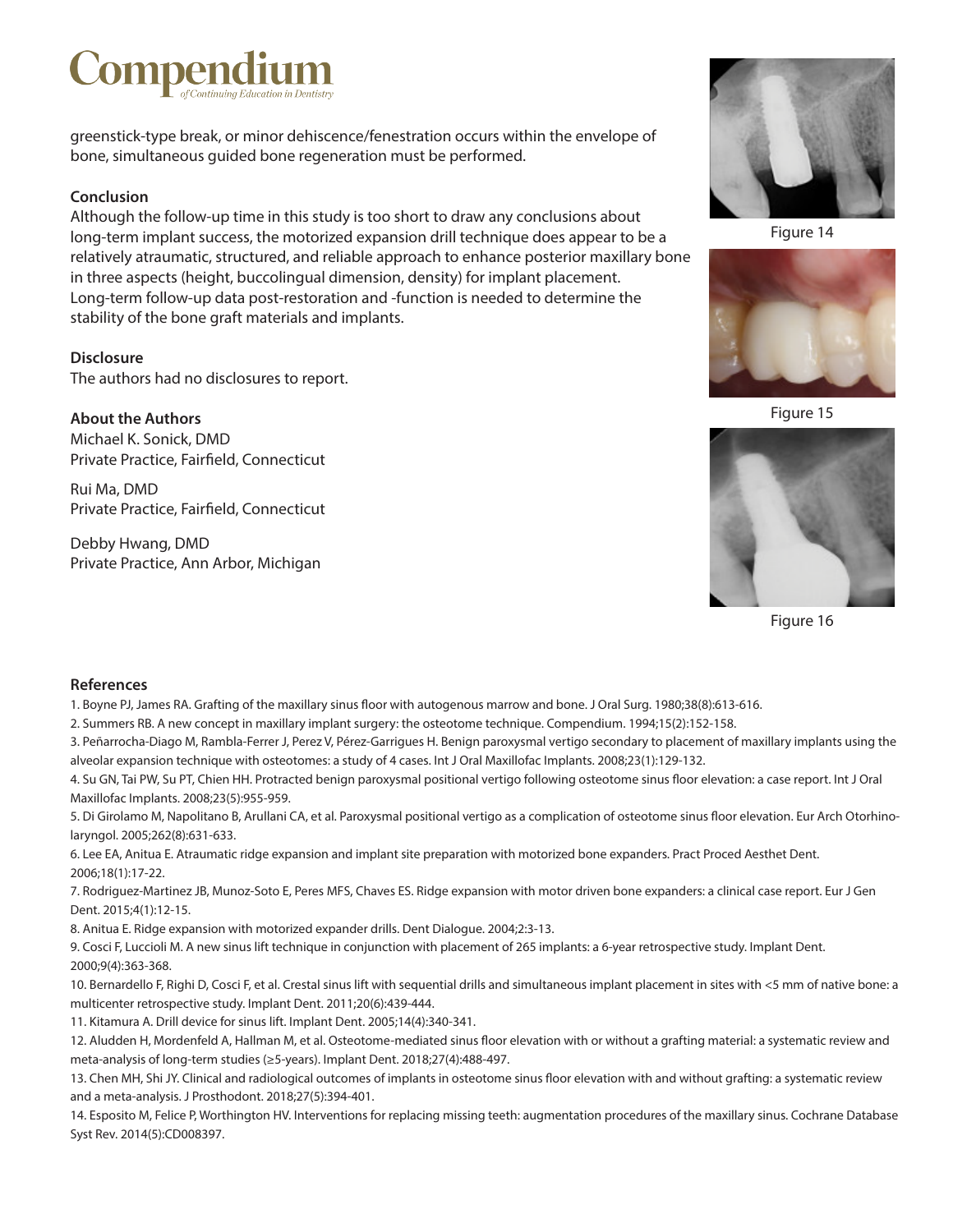greenstick-type break, or minor dehiscence/fenestration occurs within the envelope of bone, simultaneous guided bone regeneration must be performed.

## Conclusion

Although the follow-up time in this study is too short to draw any conclusions about long-term implant success, the motorized expansion drill technique does appear to be a relatively atraumatic, structured, and reliable approach to enhance posterior maxillary bone in three aspects (height, buccolingual dimension, density) for implant placement. Long-term follow-up data post-restoration and -function is needed to determine the stability of the bone graft materials and implants.

## Disclosure

The authors had no disclosures to report.

## About the Authors

Michael K. Sonick, DMD
Private Practice, Fairfield, Connecticut

Rui Ma, DMD
Private Practice, Fairfield, Connecticut

Debby Hwang, DMD
Private Practice, Ann Arbor, Michigan

Figure 14

Figure 15

Figure 16

## References

1. Boyne PJ, James RA. Grafting of the maxillary sinus floor with autogenous marrow and bone. J Oral Surg. 1980;38(8):613-616.
2. Summers RB. A new concept in maxillary implant surgery: the osteotome technique. Compendium. 1994;15(2):152-158.
3. Peñarrocha-Diago M, Rambla-Ferrer J, Perez V, Pérez-Garrigues H. Benign paroxysmal vertigo secondary to placement of maxillary implants using the alveolar expansion technique with osteotomes: a study of 4 cases. Int J Oral Maxillofac Implants. 2008;23(1):129-132.
4. Su GN, Tai PW, Su PT, Chien HH. Protracted benign paroxysmal positional vertigo following osteotome sinus floor elevation: a case report. Int J Oral Maxillofac Implants. 2008;23(5):955-959.
5. Di Girolamo M, Napolitano B, Arullani CA, et al. Paroxysmal positional vertigo as a complication of osteotome sinus floor elevation. Eur Arch Otorhinolaryngol. 2005;262(8):631-633.
6. Lee EA, Anitua E. Atraumatic ridge expansion and implant site preparation with motorized bone expanders. Pract Proced Aesthet Dent. 2006;18(1):17-22.
7. Rodriguez-Martinez JB, Munoz-Soto E, Peres MFS, Chaves ES. Ridge expansion with motor driven bone expanders: a clinical case report. Eur J Gen Dent. 2015;4(1):12-15.
8. Anitua E. Ridge expansion with motorized expander drills. Dent Dialogue. 2004;2:3-13.
9. Cosci F, Luccioli M. A new sinus lift technique in conjunction with placement of 265 implants: a 6-year retrospective study. Implant Dent. 2000;9(4):363-368.
10. Bernardello F, Righi D, Cosci F, et al. Crestal sinus lift with sequential drills and simultaneous implant placement in sites with <5 mm of native bone: a multicenter retrospective study. Implant Dent. 2011;20(6):439-444.
11. Kitamura A. Drill device for sinus lift. Implant Dent. 2005;14(4):340-341.
12. Aludden H, Mordenfeld A, Hallman M, et al. Osteotome-mediated sinus floor elevation with or without a grafting material: a systematic review and meta-analysis of long-term studies (≥5-years). Implant Dent. 2018;27(4):488-497.
13. Chen MH, Shi JY. Clinical and radiological outcomes of implants in osteotome sinus floor elevation with and without grafting: a systematic review and a meta-analysis. J Prosthodont. 2018;27(5):394-401.
14. Esposito M, Felice P, Worthington HV. Interventions for replacing missing teeth: augmentation procedures of the maxillary sinus. Cochrane Database Syst Rev. 2014(5):CD008397.